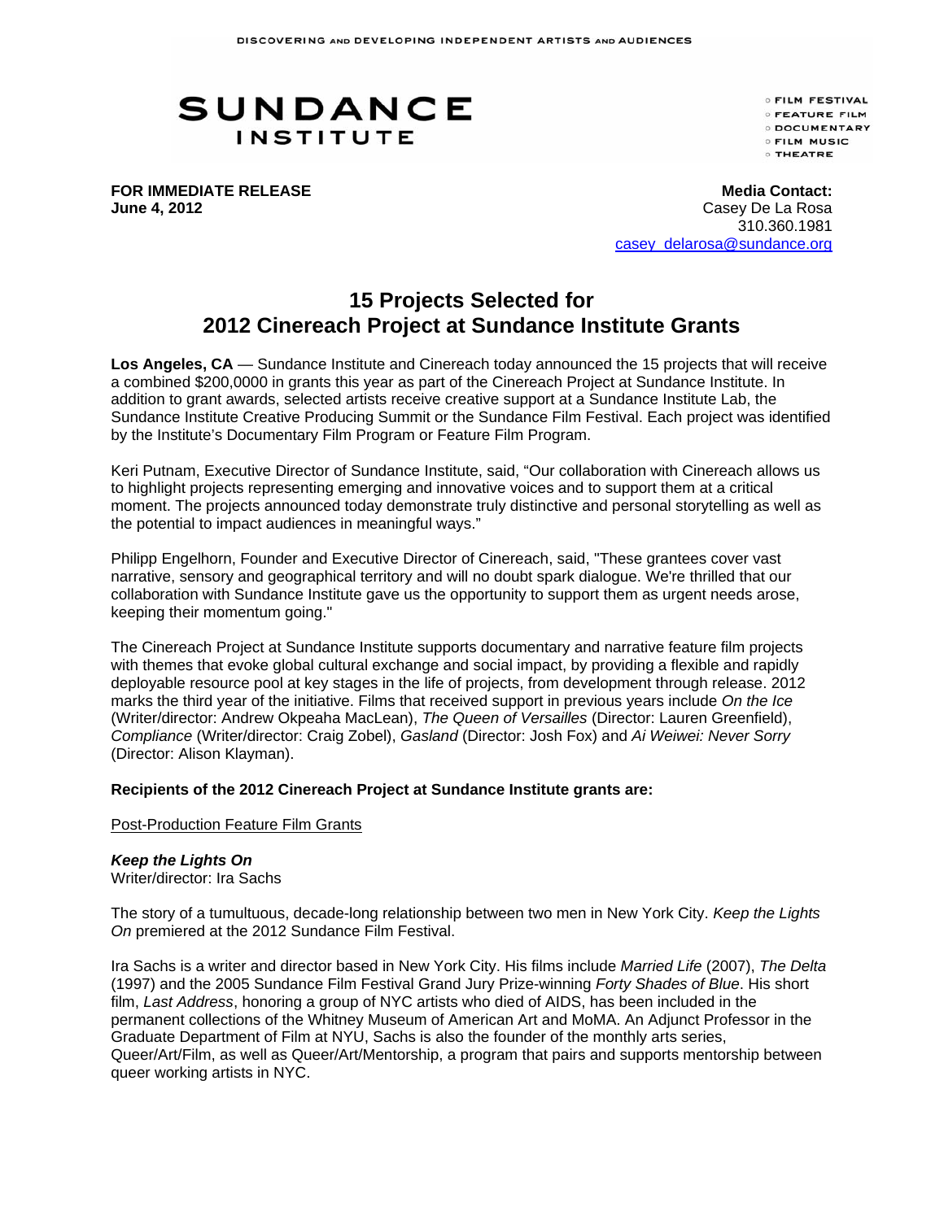DISCOVERING AND DEVELOPING INDEPENDENT ARTISTS AND AUDIENCES

SUNDANCE INSTITUTE

- FILM FESTIVAL
- FEATURE FILM
- DOCUMENTARY
- FILM MUSIC
- THEATRE

**FOR IMMEDIATE RELEASE**
**June 4, 2012**

**Media Contact:**
Casey De La Rosa
310.360.1981
casey_delarosa@sundance.org

# 15 Projects Selected for 2012 Cinereach Project at Sundance Institute Grants

**Los Angeles, CA** — Sundance Institute and Cinereach today announced the 15 projects that will receive a combined $200,0000 in grants this year as part of the Cinereach Project at Sundance Institute. In addition to grant awards, selected artists receive creative support at a Sundance Institute Lab, the Sundance Institute Creative Producing Summit or the Sundance Film Festival. Each project was identified by the Institute's Documentary Film Program or Feature Film Program.

Keri Putnam, Executive Director of Sundance Institute, said, "Our collaboration with Cinereach allows us to highlight projects representing emerging and innovative voices and to support them at a critical moment. The projects announced today demonstrate truly distinctive and personal storytelling as well as the potential to impact audiences in meaningful ways."

Philipp Engelhorn, Founder and Executive Director of Cinereach, said, "These grantees cover vast narrative, sensory and geographical territory and will no doubt spark dialogue. We're thrilled that our collaboration with Sundance Institute gave us the opportunity to support them as urgent needs arose, keeping their momentum going."

The Cinereach Project at Sundance Institute supports documentary and narrative feature film projects with themes that evoke global cultural exchange and social impact, by providing a flexible and rapidly deployable resource pool at key stages in the life of projects, from development through release. 2012 marks the third year of the initiative. Films that received support in previous years include *On the Ice* (Writer/director: Andrew Okpeaha MacLean), *The Queen of Versailles* (Director: Lauren Greenfield), *Compliance* (Writer/director: Craig Zobel), *Gasland* (Director: Josh Fox) and *Ai Weiwei: Never Sorry* (Director: Alison Klayman).

**Recipients of the 2012 Cinereach Project at Sundance Institute grants are:**

Post-Production Feature Film Grants

***Keep the Lights On***
Writer/director: Ira Sachs

The story of a tumultuous, decade-long relationship between two men in New York City. *Keep the Lights On* premiered at the 2012 Sundance Film Festival.

Ira Sachs is a writer and director based in New York City. His films include *Married Life* (2007), *The Delta* (1997) and the 2005 Sundance Film Festival Grand Jury Prize-winning *Forty Shades of Blue*. His short film, *Last Address*, honoring a group of NYC artists who died of AIDS, has been included in the permanent collections of the Whitney Museum of American Art and MoMA. An Adjunct Professor in the Graduate Department of Film at NYU, Sachs is also the founder of the monthly arts series, Queer/Art/Film, as well as Queer/Art/Mentorship, a program that pairs and supports mentorship between queer working artists in NYC.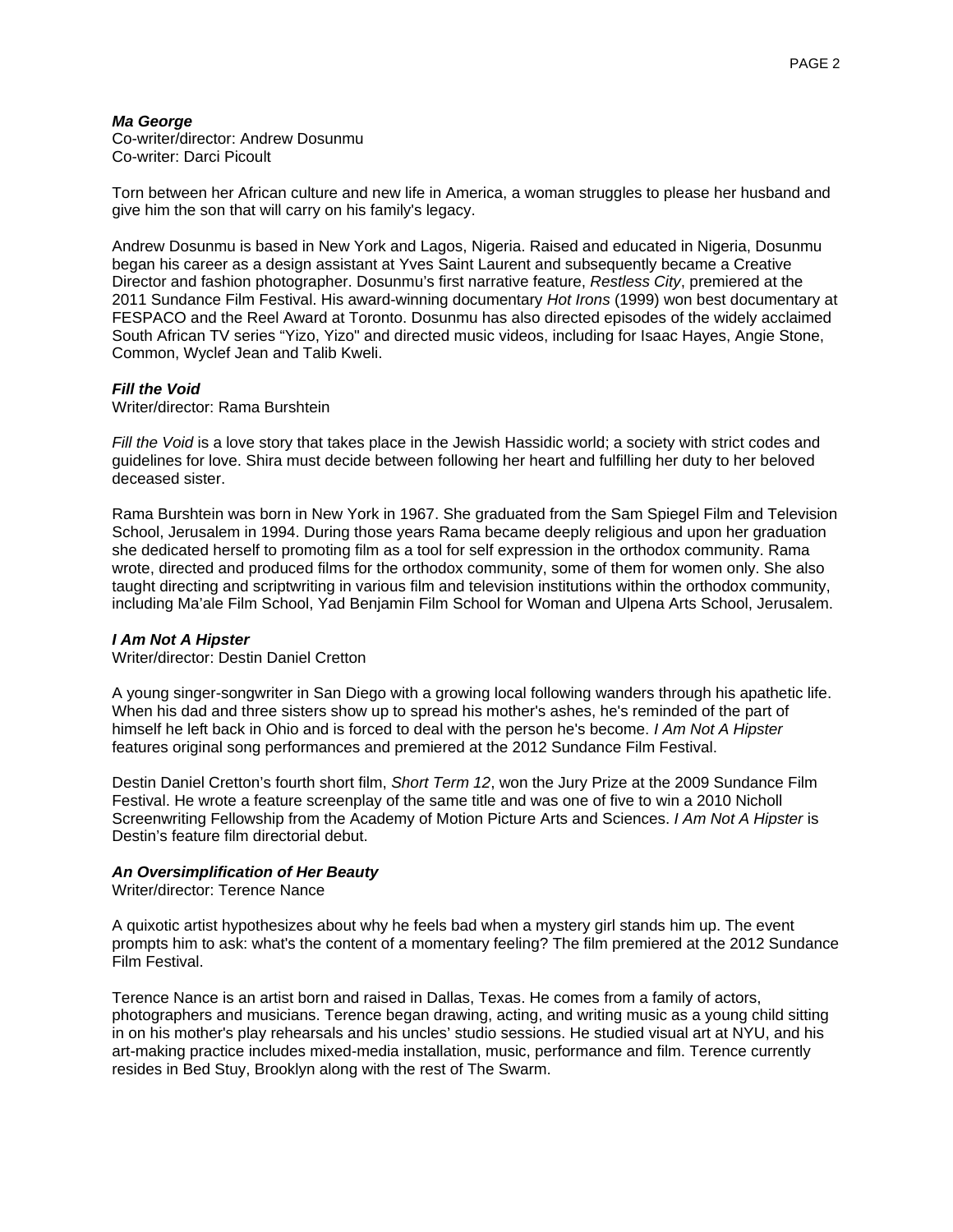***Ma George***
Co-writer/director: Andrew Dosunmu
Co-writer: Darci Picoult

Torn between her African culture and new life in America, a woman struggles to please her husband and give him the son that will carry on his family's legacy.

Andrew Dosunmu is based in New York and Lagos, Nigeria. Raised and educated in Nigeria, Dosunmu began his career as a design assistant at Yves Saint Laurent and subsequently became a Creative Director and fashion photographer. Dosunmu's first narrative feature, *Restless City*, premiered at the 2011 Sundance Film Festival. His award-winning documentary *Hot Irons* (1999) won best documentary at FESPACO and the Reel Award at Toronto. Dosunmu has also directed episodes of the widely acclaimed South African TV series "Yizo, Yizo" and directed music videos, including for Isaac Hayes, Angie Stone, Common, Wyclef Jean and Talib Kweli.

***Fill the Void***
Writer/director: Rama Burshtein

*Fill the Void* is a love story that takes place in the Jewish Hassidic world; a society with strict codes and guidelines for love. Shira must decide between following her heart and fulfilling her duty to her beloved deceased sister.

Rama Burshtein was born in New York in 1967. She graduated from the Sam Spiegel Film and Television School, Jerusalem in 1994. During those years Rama became deeply religious and upon her graduation she dedicated herself to promoting film as a tool for self expression in the orthodox community. Rama wrote, directed and produced films for the orthodox community, some of them for women only. She also taught directing and scriptwriting in various film and television institutions within the orthodox community, including Ma'ale Film School, Yad Benjamin Film School for Woman and Ulpena Arts School, Jerusalem.

***I Am Not A Hipster***
Writer/director: Destin Daniel Cretton

A young singer-songwriter in San Diego with a growing local following wanders through his apathetic life. When his dad and three sisters show up to spread his mother's ashes, he's reminded of the part of himself he left back in Ohio and is forced to deal with the person he's become. *I Am Not A Hipster* features original song performances and premiered at the 2012 Sundance Film Festival.

Destin Daniel Cretton's fourth short film, *Short Term 12*, won the Jury Prize at the 2009 Sundance Film Festival. He wrote a feature screenplay of the same title and was one of five to win a 2010 Nicholl Screenwriting Fellowship from the Academy of Motion Picture Arts and Sciences. *I Am Not A Hipster* is Destin's feature film directorial debut.

***An Oversimplification of Her Beauty***
Writer/director: Terence Nance

A quixotic artist hypothesizes about why he feels bad when a mystery girl stands him up. The event prompts him to ask: what's the content of a momentary feeling? The film premiered at the 2012 Sundance Film Festival.

Terence Nance is an artist born and raised in Dallas, Texas. He comes from a family of actors, photographers and musicians. Terence began drawing, acting, and writing music as a young child sitting in on his mother's play rehearsals and his uncles' studio sessions. He studied visual art at NYU, and his art-making practice includes mixed-media installation, music, performance and film. Terence currently resides in Bed Stuy, Brooklyn along with the rest of The Swarm.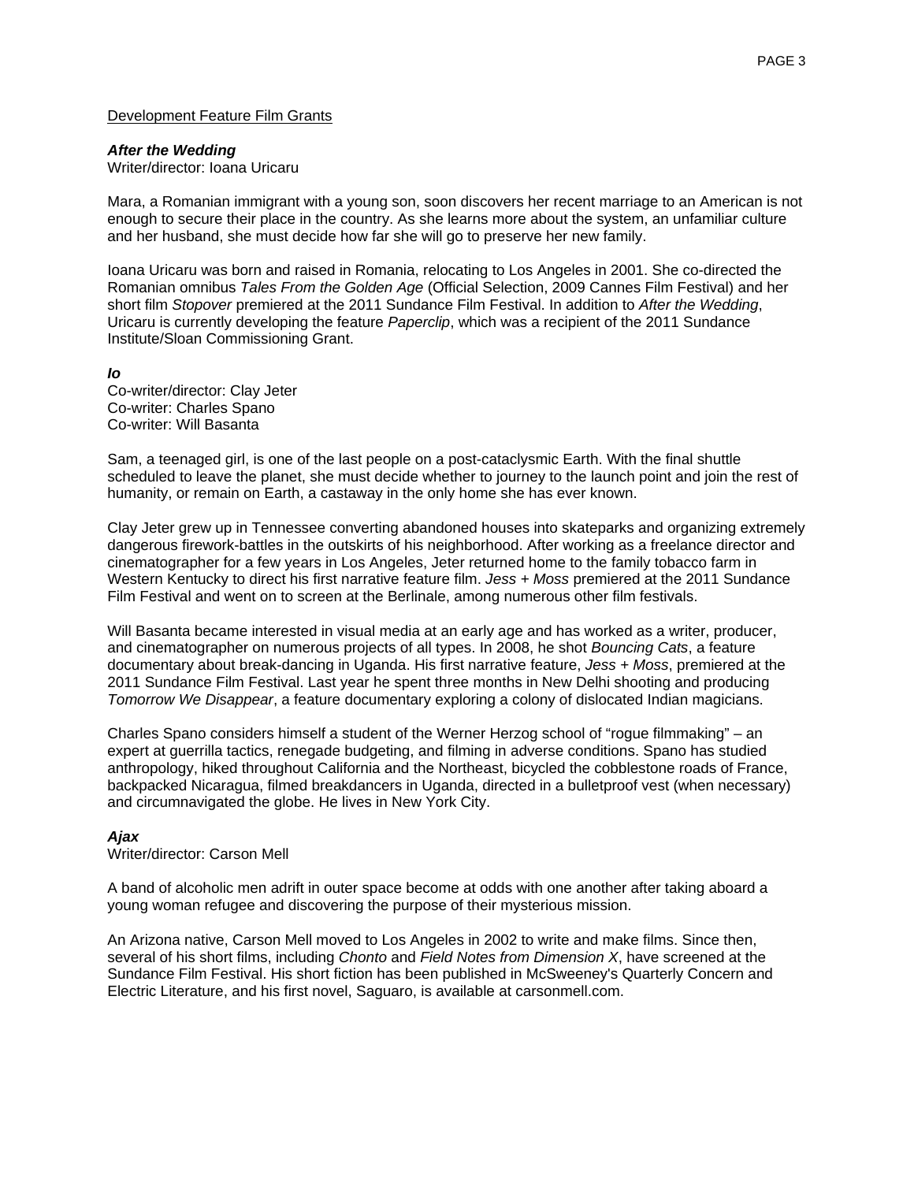Development Feature Film Grants

***After the Wedding***
Writer/director: Ioana Uricaru

Mara, a Romanian immigrant with a young son, soon discovers her recent marriage to an American is not enough to secure their place in the country. As she learns more about the system, an unfamiliar culture and her husband, she must decide how far she will go to preserve her new family.

Ioana Uricaru was born and raised in Romania, relocating to Los Angeles in 2001. She co-directed the Romanian omnibus *Tales From the Golden Age* (Official Selection, 2009 Cannes Film Festival) and her short film *Stopover* premiered at the 2011 Sundance Film Festival. In addition to *After the Wedding*, Uricaru is currently developing the feature *Paperclip*, which was a recipient of the 2011 Sundance Institute/Sloan Commissioning Grant.

***Io***
Co-writer/director: Clay Jeter
Co-writer: Charles Spano
Co-writer: Will Basanta

Sam, a teenaged girl, is one of the last people on a post-cataclysmic Earth. With the final shuttle scheduled to leave the planet, she must decide whether to journey to the launch point and join the rest of humanity, or remain on Earth, a castaway in the only home she has ever known.

Clay Jeter grew up in Tennessee converting abandoned houses into skateparks and organizing extremely dangerous firework-battles in the outskirts of his neighborhood. After working as a freelance director and cinematographer for a few years in Los Angeles, Jeter returned home to the family tobacco farm in Western Kentucky to direct his first narrative feature film. *Jess + Moss* premiered at the 2011 Sundance Film Festival and went on to screen at the Berlinale, among numerous other film festivals.

Will Basanta became interested in visual media at an early age and has worked as a writer, producer, and cinematographer on numerous projects of all types. In 2008, he shot *Bouncing Cats*, a feature documentary about break-dancing in Uganda. His first narrative feature, *Jess + Moss*, premiered at the 2011 Sundance Film Festival. Last year he spent three months in New Delhi shooting and producing *Tomorrow We Disappear*, a feature documentary exploring a colony of dislocated Indian magicians.

Charles Spano considers himself a student of the Werner Herzog school of "rogue filmmaking" – an expert at guerrilla tactics, renegade budgeting, and filming in adverse conditions. Spano has studied anthropology, hiked throughout California and the Northeast, bicycled the cobblestone roads of France, backpacked Nicaragua, filmed breakdancers in Uganda, directed in a bulletproof vest (when necessary) and circumnavigated the globe. He lives in New York City.

***Ajax***
Writer/director: Carson Mell

A band of alcoholic men adrift in outer space become at odds with one another after taking aboard a young woman refugee and discovering the purpose of their mysterious mission.

An Arizona native, Carson Mell moved to Los Angeles in 2002 to write and make films. Since then, several of his short films, including *Chonto* and *Field Notes from Dimension X*, have screened at the Sundance Film Festival. His short fiction has been published in McSweeney's Quarterly Concern and Electric Literature, and his first novel, Saguaro, is available at carsonmell.com.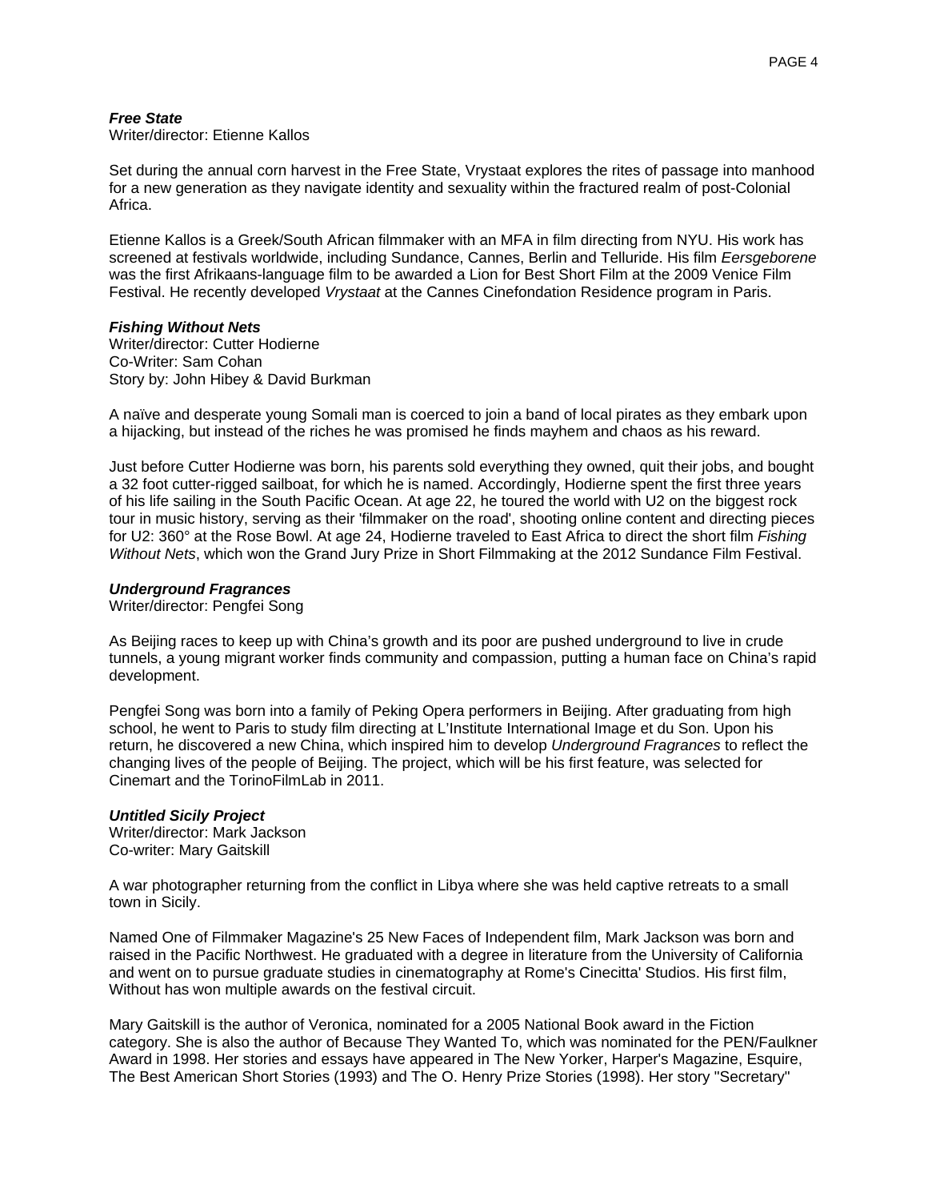***Free State***
Writer/director: Etienne Kallos

Set during the annual corn harvest in the Free State, Vrystaat explores the rites of passage into manhood for a new generation as they navigate identity and sexuality within the fractured realm of post-Colonial Africa.

Etienne Kallos is a Greek/South African filmmaker with an MFA in film directing from NYU. His work has screened at festivals worldwide, including Sundance, Cannes, Berlin and Telluride. His film *Eersgeborene* was the first Afrikaans-language film to be awarded a Lion for Best Short Film at the 2009 Venice Film Festival. He recently developed *Vrystaat* at the Cannes Cinefondation Residence program in Paris.

***Fishing Without Nets***
Writer/director: Cutter Hodierne
Co-Writer: Sam Cohan
Story by: John Hibey & David Burkman

A naïve and desperate young Somali man is coerced to join a band of local pirates as they embark upon a hijacking, but instead of the riches he was promised he finds mayhem and chaos as his reward.

Just before Cutter Hodierne was born, his parents sold everything they owned, quit their jobs, and bought a 32 foot cutter-rigged sailboat, for which he is named. Accordingly, Hodierne spent the first three years of his life sailing in the South Pacific Ocean. At age 22, he toured the world with U2 on the biggest rock tour in music history, serving as their 'filmmaker on the road', shooting online content and directing pieces for U2: 360° at the Rose Bowl. At age 24, Hodierne traveled to East Africa to direct the short film *Fishing Without Nets*, which won the Grand Jury Prize in Short Filmmaking at the 2012 Sundance Film Festival.

***Underground Fragrances***
Writer/director: Pengfei Song

As Beijing races to keep up with China's growth and its poor are pushed underground to live in crude tunnels, a young migrant worker finds community and compassion, putting a human face on China's rapid development.

Pengfei Song was born into a family of Peking Opera performers in Beijing. After graduating from high school, he went to Paris to study film directing at L'Institute International Image et du Son. Upon his return, he discovered a new China, which inspired him to develop *Underground Fragrances* to reflect the changing lives of the people of Beijing. The project, which will be his first feature, was selected for Cinemart and the TorinoFilmLab in 2011.

***Untitled Sicily Project***
Writer/director: Mark Jackson
Co-writer: Mary Gaitskill

A war photographer returning from the conflict in Libya where she was held captive retreats to a small town in Sicily.

Named One of Filmmaker Magazine's 25 New Faces of Independent film, Mark Jackson was born and raised in the Pacific Northwest. He graduated with a degree in literature from the University of California and went on to pursue graduate studies in cinematography at Rome's Cinecitta' Studios. His first film, Without has won multiple awards on the festival circuit.

Mary Gaitskill is the author of Veronica, nominated for a 2005 National Book award in the Fiction category. She is also the author of Because They Wanted To, which was nominated for the PEN/Faulkner Award in 1998. Her stories and essays have appeared in The New Yorker, Harper's Magazine, Esquire, The Best American Short Stories (1993) and The O. Henry Prize Stories (1998). Her story "Secretary"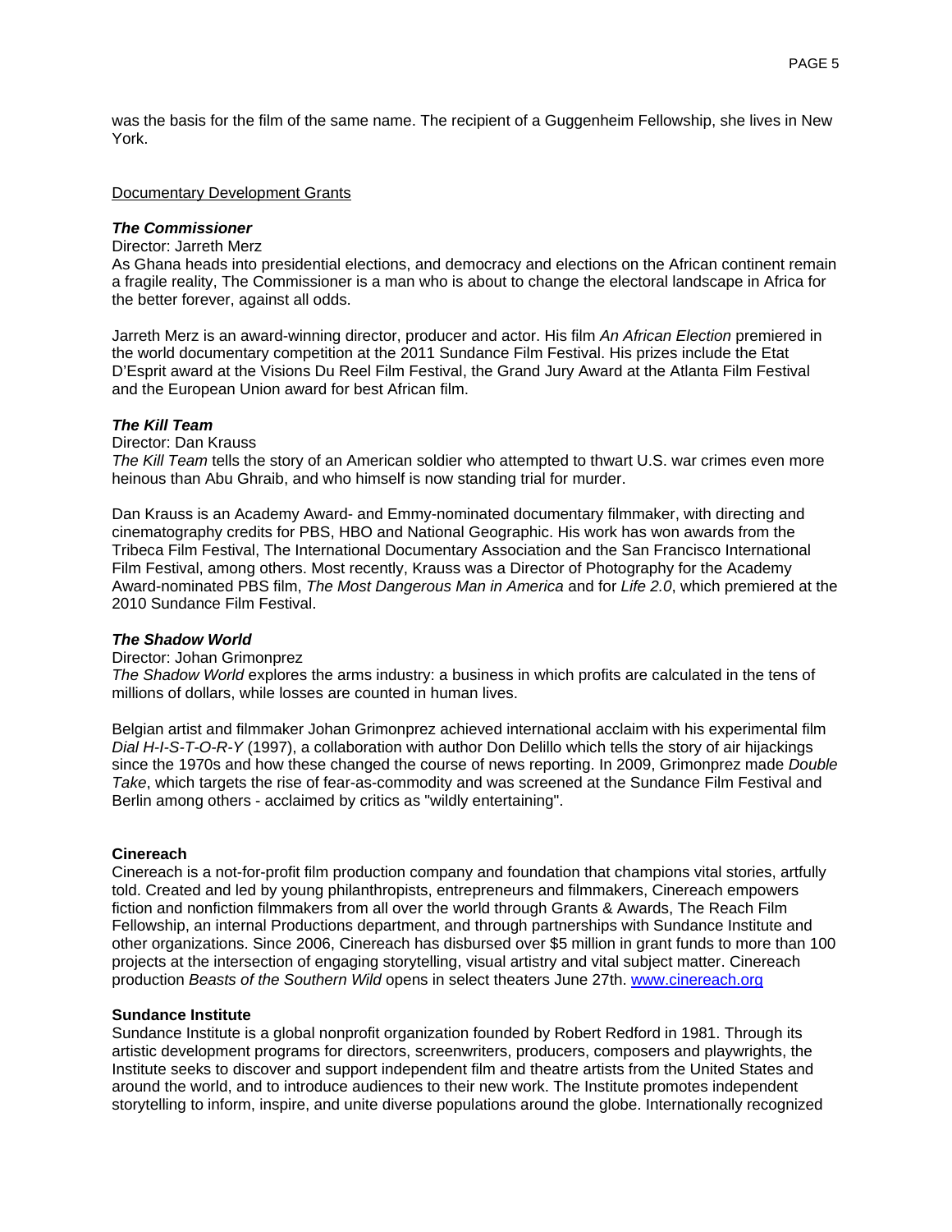was the basis for the film of the same name. The recipient of a Guggenheim Fellowship, she lives in New York.

Documentary Development Grants

***The Commissioner***

Director: Jarreth Merz

As Ghana heads into presidential elections, and democracy and elections on the African continent remain a fragile reality, The Commissioner is a man who is about to change the electoral landscape in Africa for the better forever, against all odds.

Jarreth Merz is an award-winning director, producer and actor. His film *An African Election* premiered in the world documentary competition at the 2011 Sundance Film Festival. His prizes include the Etat D'Esprit award at the Visions Du Reel Film Festival, the Grand Jury Award at the Atlanta Film Festival and the European Union award for best African film.

***The Kill Team***

Director: Dan Krauss

*The Kill Team* tells the story of an American soldier who attempted to thwart U.S. war crimes even more heinous than Abu Ghraib, and who himself is now standing trial for murder.

Dan Krauss is an Academy Award- and Emmy-nominated documentary filmmaker, with directing and cinematography credits for PBS, HBO and National Geographic. His work has won awards from the Tribeca Film Festival, The International Documentary Association and the San Francisco International Film Festival, among others. Most recently, Krauss was a Director of Photography for the Academy Award-nominated PBS film, *The Most Dangerous Man in America* and for *Life 2.0*, which premiered at the 2010 Sundance Film Festival.

***The Shadow World***

Director: Johan Grimonprez

*The Shadow World* explores the arms industry: a business in which profits are calculated in the tens of millions of dollars, while losses are counted in human lives.

Belgian artist and filmmaker Johan Grimonprez achieved international acclaim with his experimental film *Dial H-I-S-T-O-R-Y* (1997), a collaboration with author Don Delillo which tells the story of air hijackings since the 1970s and how these changed the course of news reporting. In 2009, Grimonprez made *Double Take*, which targets the rise of fear-as-commodity and was screened at the Sundance Film Festival and Berlin among others - acclaimed by critics as "wildly entertaining".

**Cinereach**

Cinereach is a not-for-profit film production company and foundation that champions vital stories, artfully told. Created and led by young philanthropists, entrepreneurs and filmmakers, Cinereach empowers fiction and nonfiction filmmakers from all over the world through Grants & Awards, The Reach Film Fellowship, an internal Productions department, and through partnerships with Sundance Institute and other organizations. Since 2006, Cinereach has disbursed over $5 million in grant funds to more than 100 projects at the intersection of engaging storytelling, visual artistry and vital subject matter. Cinereach production *Beasts of the Southern Wild* opens in select theaters June 27th. www.cinereach.org

**Sundance Institute**

Sundance Institute is a global nonprofit organization founded by Robert Redford in 1981. Through its artistic development programs for directors, screenwriters, producers, composers and playwrights, the Institute seeks to discover and support independent film and theatre artists from the United States and around the world, and to introduce audiences to their new work. The Institute promotes independent storytelling to inform, inspire, and unite diverse populations around the globe. Internationally recognized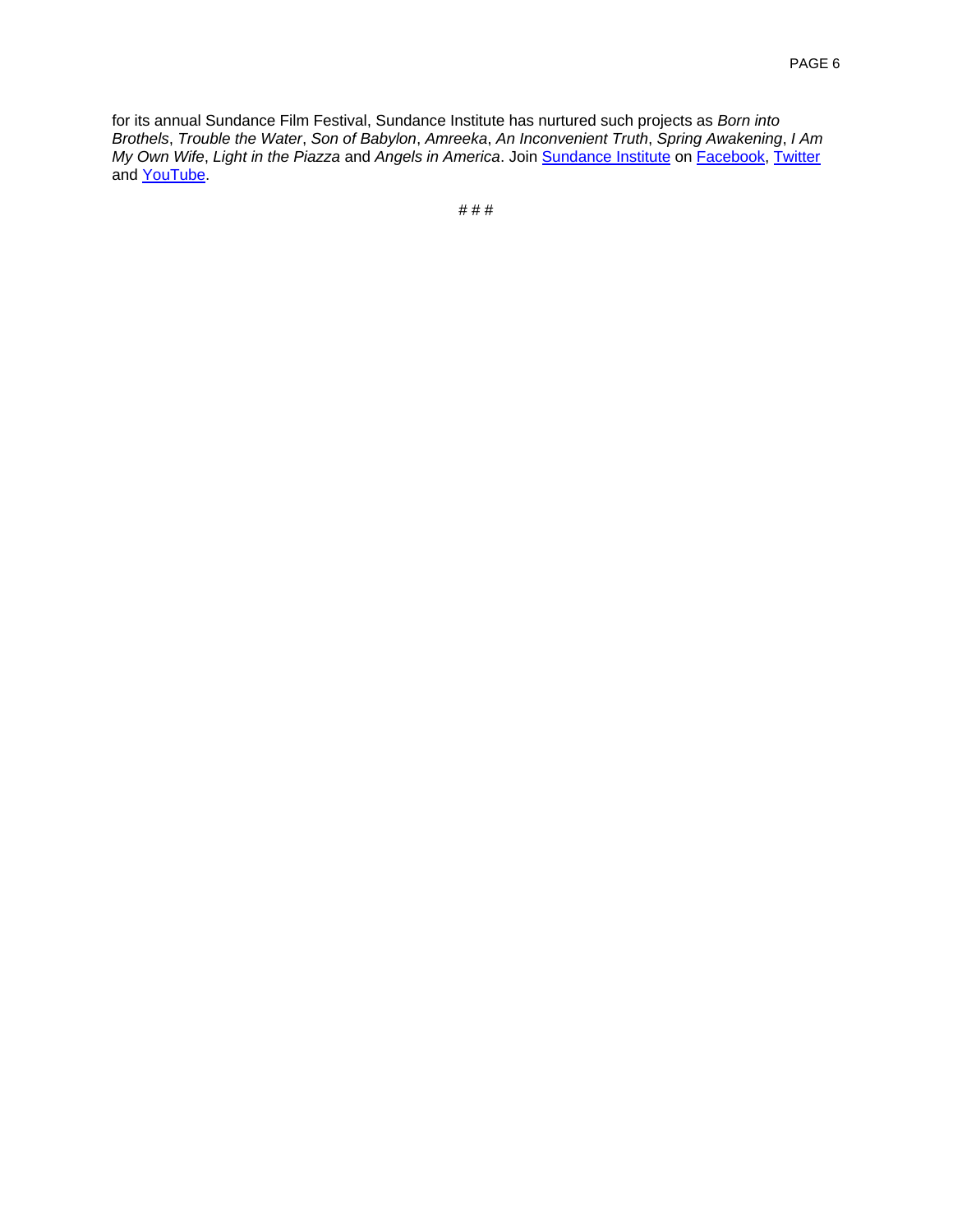for its annual Sundance Film Festival, Sundance Institute has nurtured such projects as *Born into Brothels*, *Trouble the Water*, *Son of Babylon*, *Amreeka*, *An Inconvenient Truth*, *Spring Awakening*, *I Am My Own Wife*, *Light in the Piazza* and *Angels in America*. Join Sundance Institute on Facebook, Twitter and YouTube.

# # #